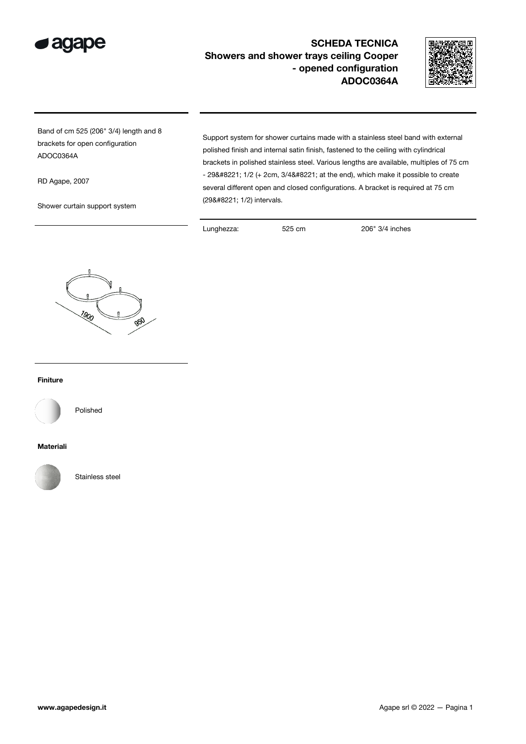# SCHEDA TECNICA

## Showers and shower trays ceiling Cooper - opened configuration ADOC0364A

Band of cm 525 (206" 3/4) length and 8 brackets for open configuration ADOC0364A

RD Agape, 2007

Shower curtain support system

Support system for shower curtains made with a stainless steel band with external polished finish and internal satin finish, fastened to the ceiling with cylindrical brackets in polished stainless steel. Various lengths are available, multiples of 75 cm - 29&#8221; 1/2 (+ 2cm, 3/4&#8221; at the end), which make it possible to create several different open and closed configurations. A bracket is required at 75 cm (29&#8221; 1/2) intervals.

| Lunghezza: | 525 cm | 206" 3/4 inches |
| --- | --- | --- |

1900

950

**Finiture**

Polished

**Materiali**

Stainless steel

www.agapedesign.it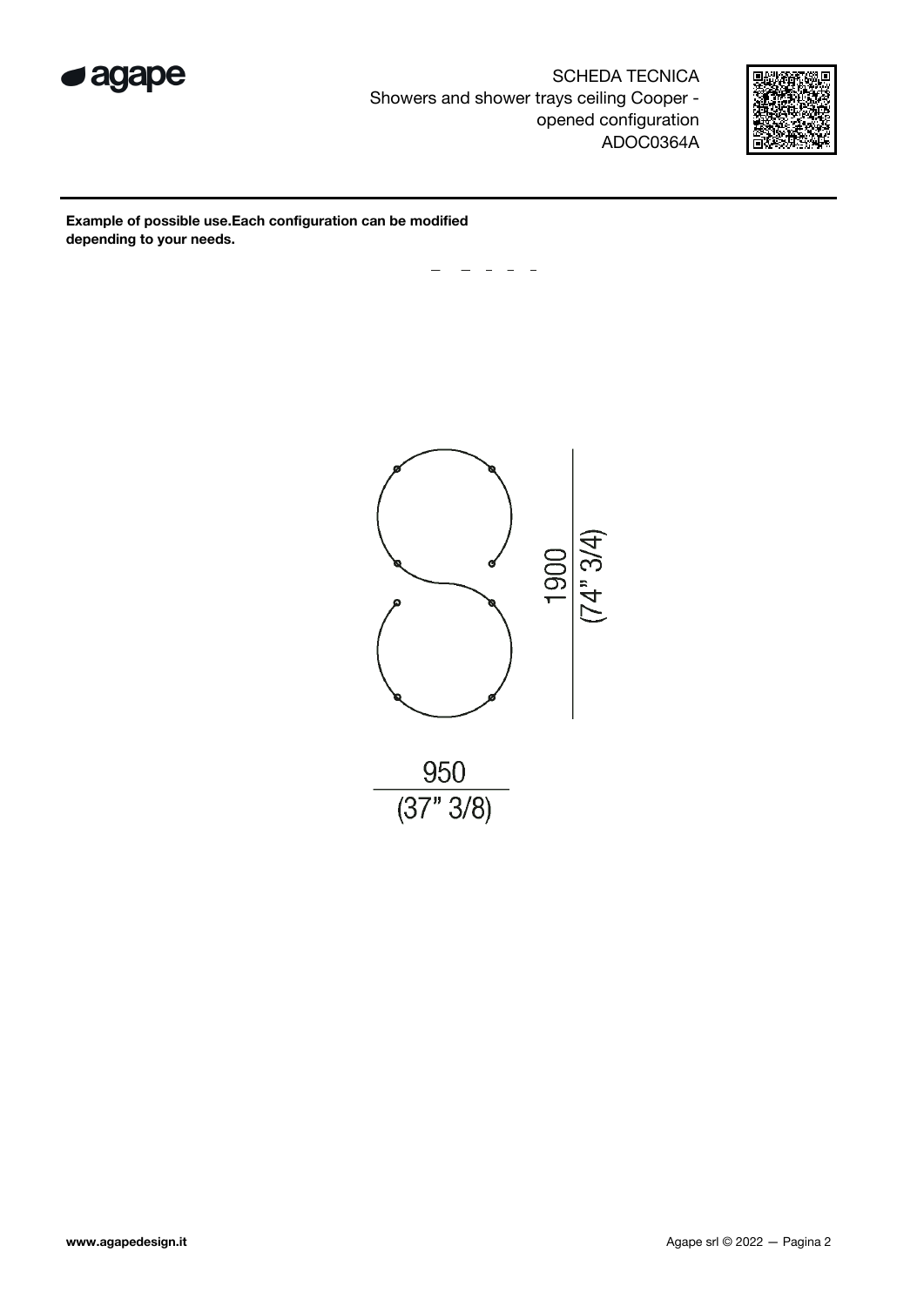SCHEDA TECNICA
Showers and shower trays ceiling Cooper - opened configuration
ADOC0364A

**Example of possible use.Each configuration can be modified depending to your needs.**

1900
(74" 3/4)

950
(37" 3/8)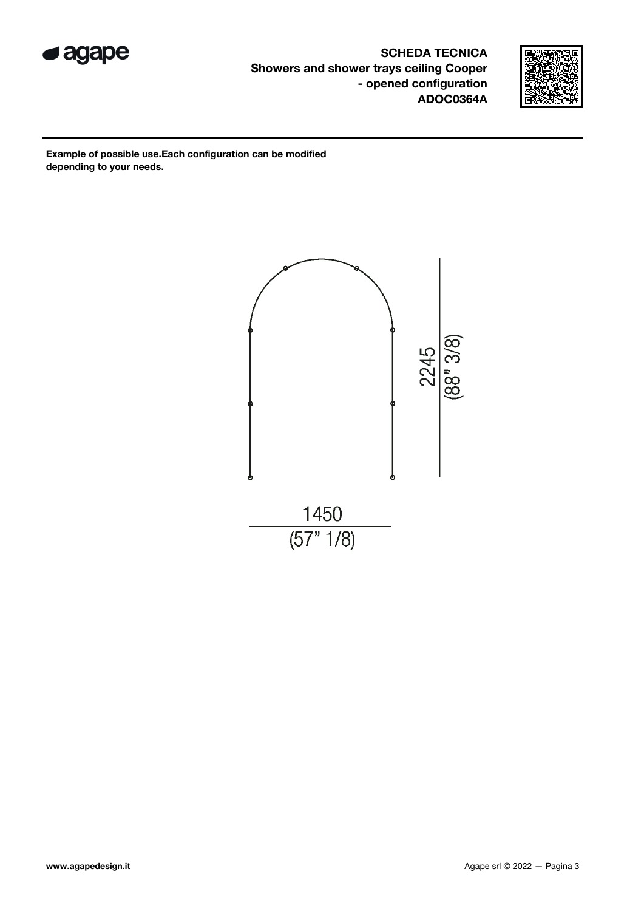**SCHEDA TECNICA**
**Showers and shower trays ceiling Cooper - opened configuration**
**ADOC0364A**

**Example of possible use.Each configuration can be modified depending to your needs.**

2245 (88" 3/8)

1450 (57" 1/8)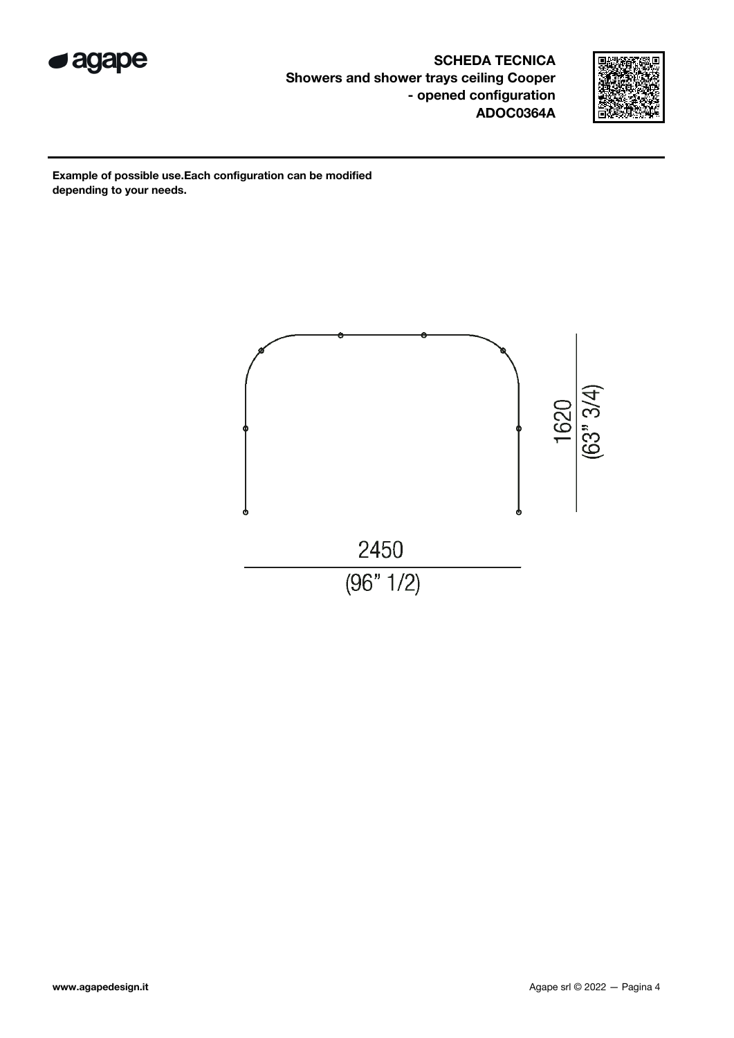**SCHEDA TECNICA**
**Showers and shower trays ceiling Cooper - opened configuration**
**ADOC0364A**

**Example of possible use.Each configuration can be modified depending to your needs.**

1620
(63" 3/4)

2450
(96" 1/2)